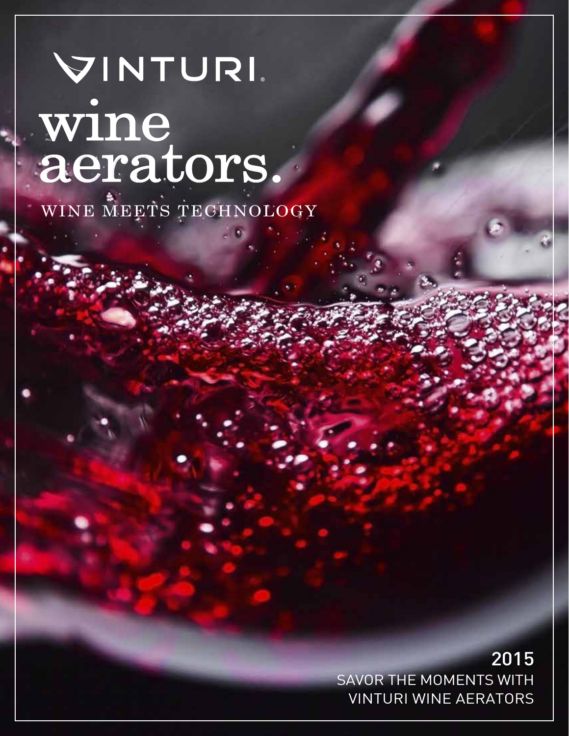# VINTURI®

# wine aerators.

WINE MEETS TECHNOLOGY

2015

SAVOR THE MOMENTS WITH VINTURI WINE AERATORS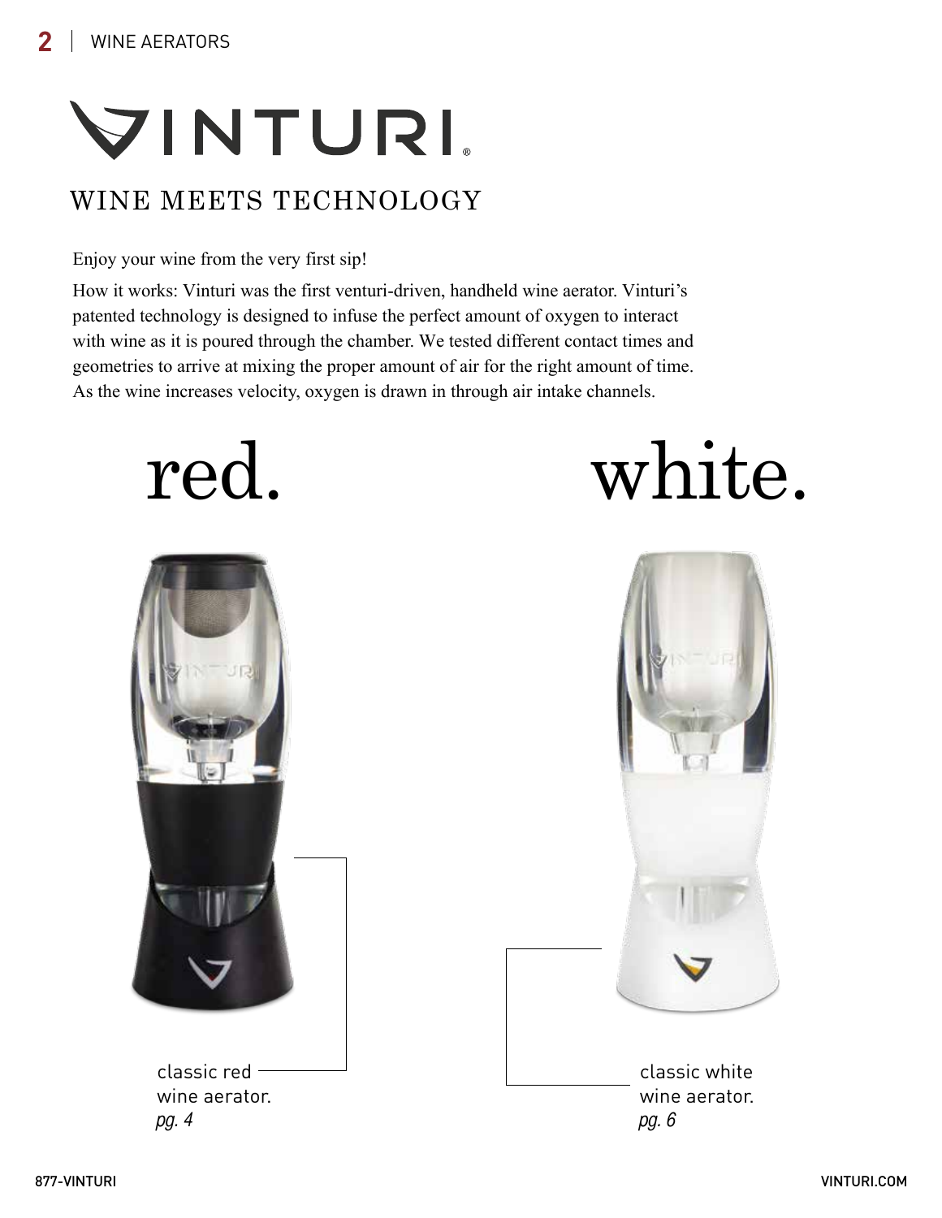# VINTURI®

## WINE MEETS TECHNOLOGY

Enjoy your wine from the very first sip!

How it works: Vinturi was the first venturi-driven, handheld wine aerator. Vinturi's patented technology is designed to infuse the perfect amount of oxygen to interact with wine as it is poured through the chamber. We tested different contact times and geometries to arrive at mixing the proper amount of air for the right amount of time. As the wine increases velocity, oxygen is drawn in through air intake channels.

## red.

classic red wine aerator.
*pg. 4*

## white.

classic white wine aerator.
*pg. 6*

877-VINTURI

VINTURI.COM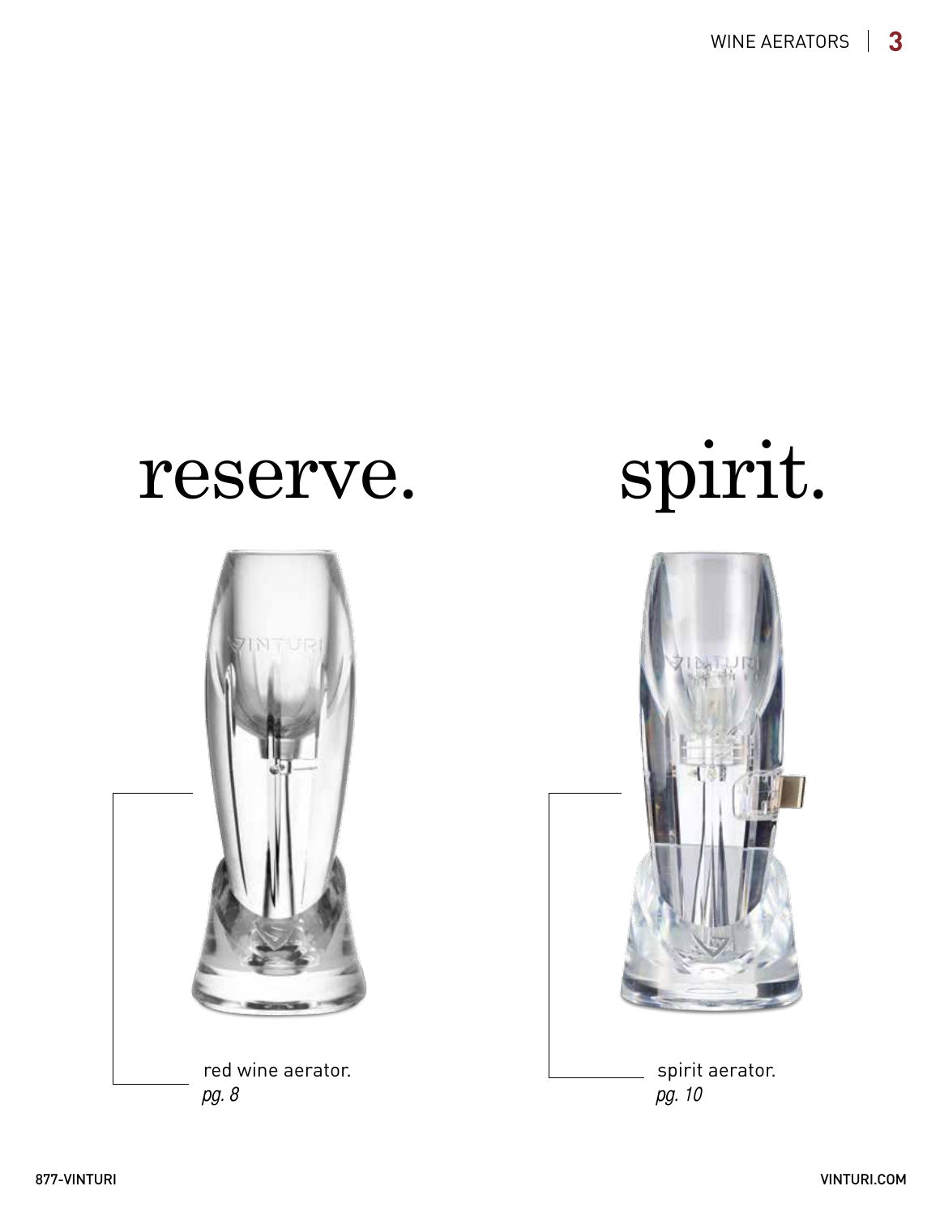# reserve.

red wine aerator.
*pg. 8*

# spirit.

spirit aerator.
*pg. 10*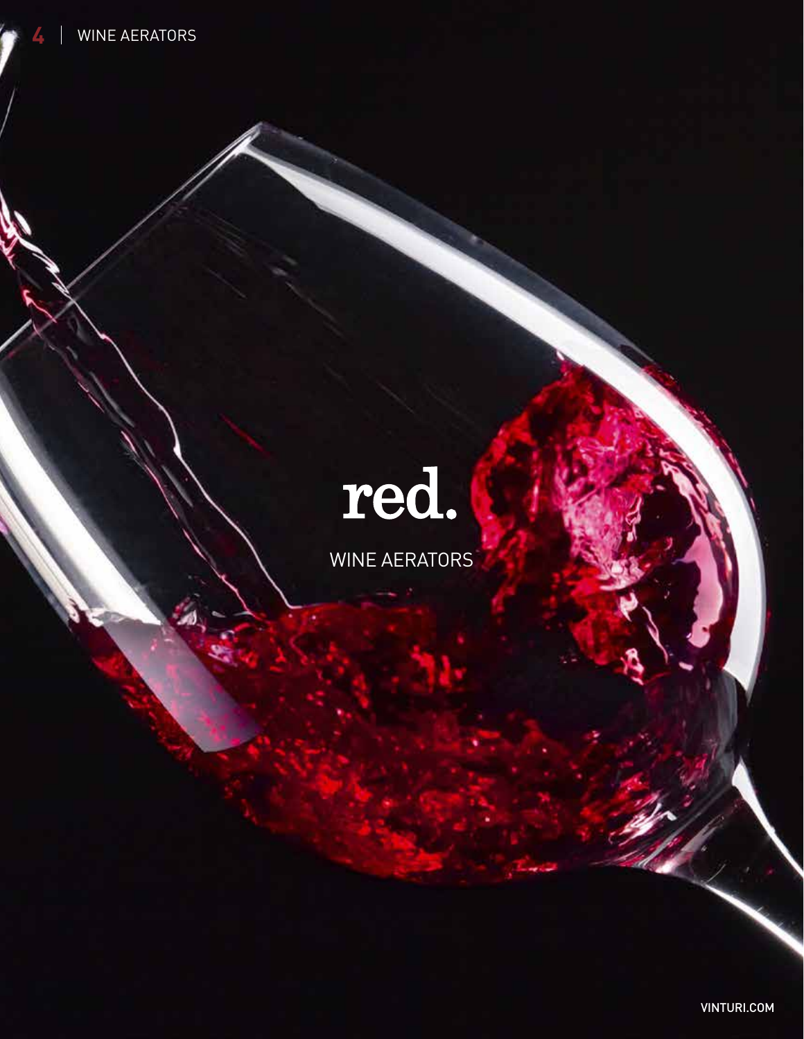# red.

WINE AERATORS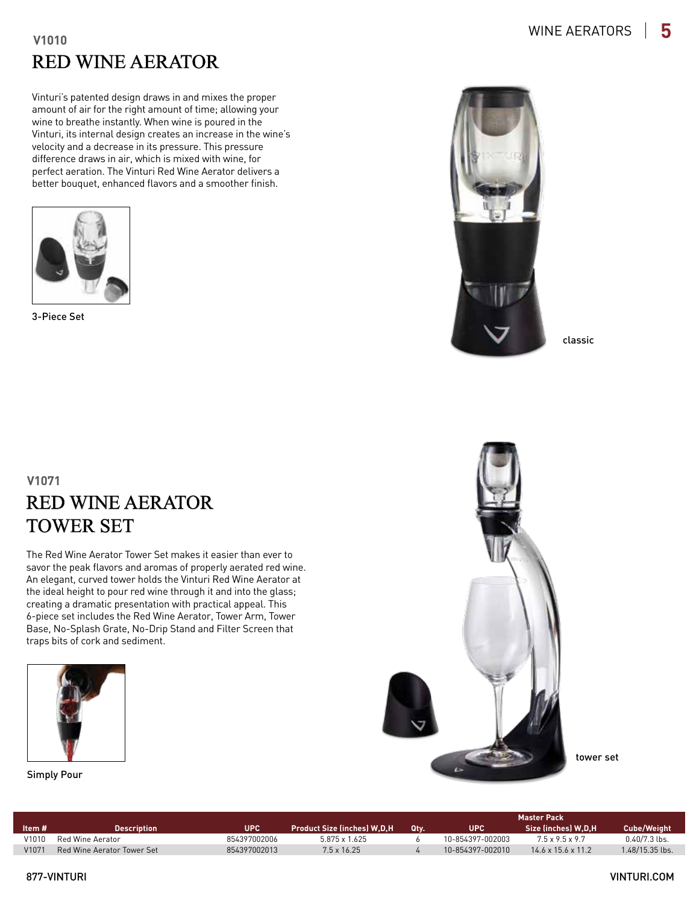V1010

# RED WINE AERATOR

Vinturi's patented design draws in and mixes the proper amount of air for the right amount of time; allowing your wine to breathe instantly. When wine is poured in the Vinturi, its internal design creates an increase in the wine's velocity and a decrease in its pressure. This pressure difference draws in air, which is mixed with wine, for perfect aeration. The Vinturi Red Wine Aerator delivers a better bouquet, enhanced flavors and a smoother finish.

3-Piece Set

classic

V1071

# RED WINE AERATOR TOWER SET

The Red Wine Aerator Tower Set makes it easier than ever to savor the peak flavors and aromas of properly aerated red wine. An elegant, curved tower holds the Vinturi Red Wine Aerator at the ideal height to pour red wine through it and into the glass; creating a dramatic presentation with practical appeal. This 6-piece set includes the Red Wine Aerator, Tower Arm, Tower Base, No-Splash Grate, No-Drip Stand and Filter Screen that traps bits of cork and sediment.

Simply Pour

tower set

| | | | | Master Pack | | | |
|---|---|---|---|---|---|---|---|
| Item # | Description | UPC | Product Size (inches) W,D,H | Qty. | UPC | Size (inches) W,D,H | Cube/Weight |
| V1010 | Red Wine Aerator | 854397002006 | 5.875 x 1.625 | 6 | 10-854397-002003 | 7.5 x 9.5 x 9.7 | 0.40/7.3 lbs. |
| V1071 | Red Wine Aerator Tower Set | 854397002013 | 7.5 x 16.25 | 4 | 10-854397-002010 | 14.6 x 15.6 x 11.2 | 1.48/15.35 lbs. |

877-VINTURI

VINTURI.COM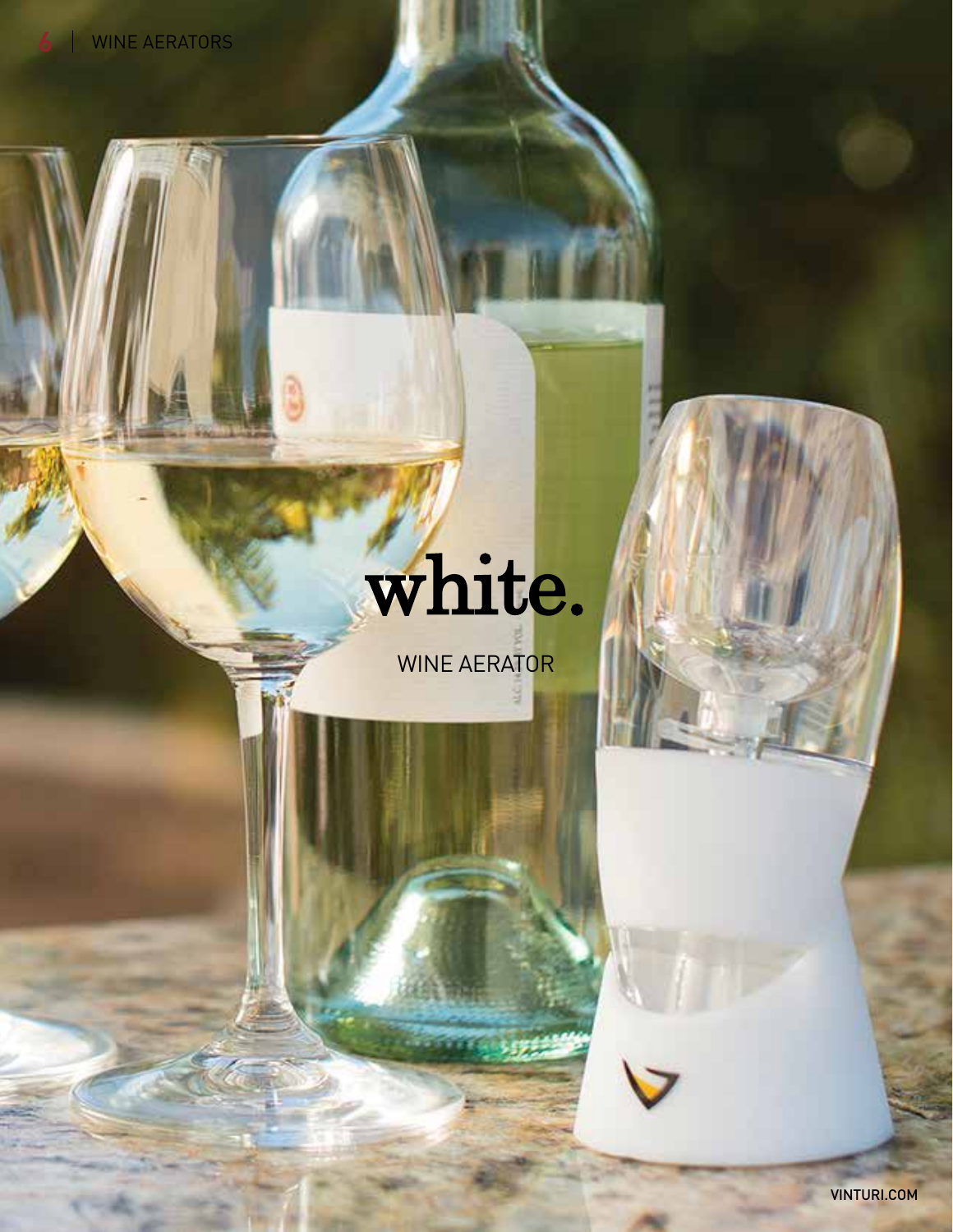# white.

WINE AERATOR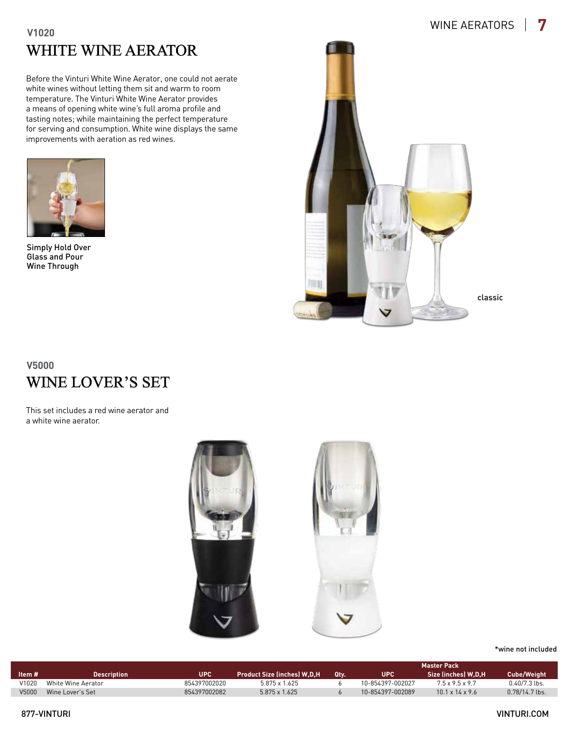**V1020**

# WHITE WINE AERATOR

Before the Vinturi White Wine Aerator, one could not aerate white wines without letting them sit and warm to room temperature. The Vinturi White Wine Aerator provides a means of opening white wine's full aroma profile and tasting notes; while maintaining the perfect temperature for serving and consumption. White wine displays the same improvements with aeration as red wines.

Simply Hold Over Glass and Pour Wine Through

classic

**V5000**

# WINE LOVER'S SET

This set includes a red wine aerator and a white wine aerator.

*wine not included

| Item # | Description | UPC | Product Size (inches) W,D,H | Master Pack Qty. | UPC | Size (inches) W,D,H | Cube/Weight |
|---|---|---|---|---|---|---|---|
| V1020 | White Wine Aerator | 854397002020 | 5.875 x 1.625 | 6 | 10-854397-002027 | 7.5 x 9.5 x 9.7 | 0.40/7.3 lbs. |
| V5000 | Wine Lover's Set | 854397002082 | 5.875 x 1.625 | 6 | 10-854397-002089 | 10.1 x 14 x 9.6 | 0.78/14.7 lbs. |

877-VINTURI

VINTURI.COM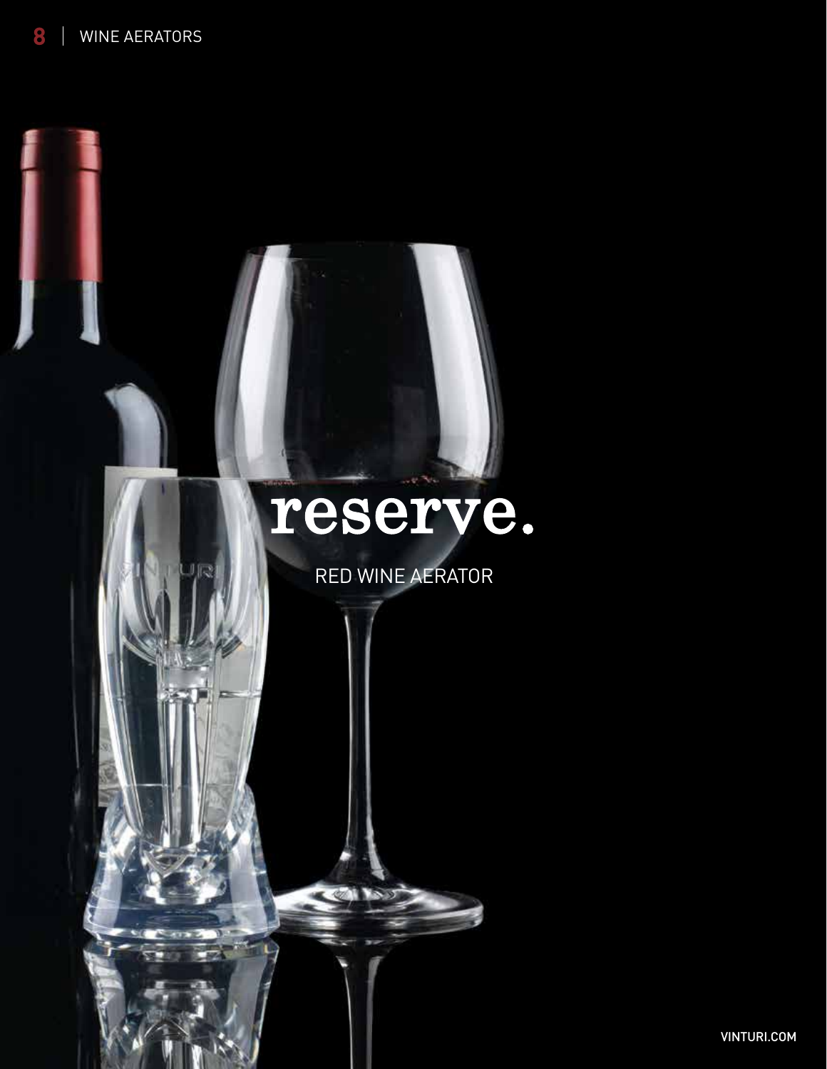# reserve.

RED WINE AERATOR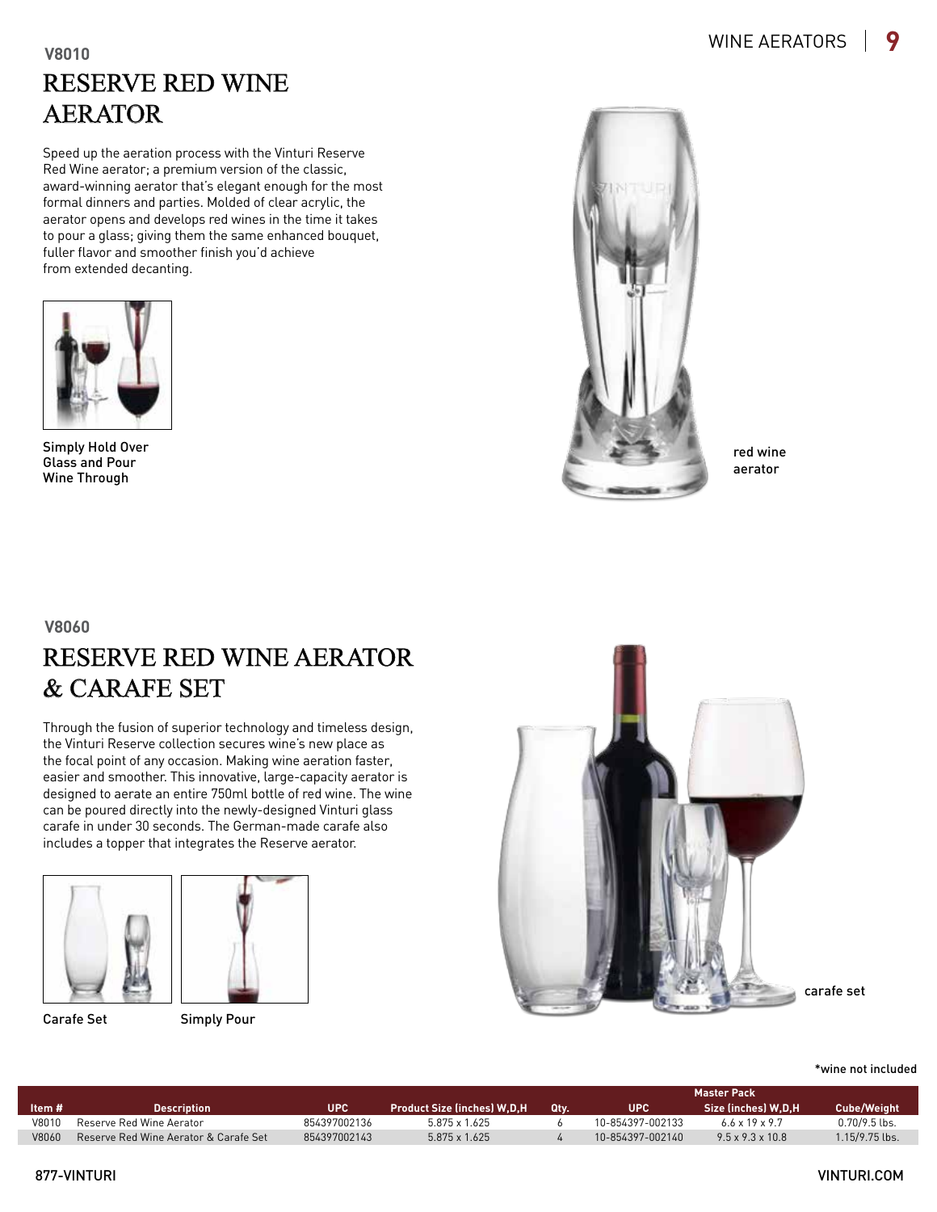V8010

## RESERVE RED WINE AERATOR

Speed up the aeration process with the Vinturi Reserve Red Wine aerator; a premium version of the classic, award-winning aerator that's elegant enough for the most formal dinners and parties. Molded of clear acrylic, the aerator opens and develops red wines in the time it takes to pour a glass; giving them the same enhanced bouquet, fuller flavor and smoother finish you'd achieve from extended decanting.

Simply Hold Over Glass and Pour Wine Through

red wine aerator

V8060

## RESERVE RED WINE AERATOR & CARAFE SET

Through the fusion of superior technology and timeless design, the Vinturi Reserve collection secures wine's new place as the focal point of any occasion. Making wine aeration faster, easier and smoother. This innovative, large-capacity aerator is designed to aerate an entire 750ml bottle of red wine. The wine can be poured directly into the newly-designed Vinturi glass carafe in under 30 seconds. The German-made carafe also includes a topper that integrates the Reserve aerator.

Carafe Set

Simply Pour

carafe set

*wine not included

| | | | | Master Pack | | | |
|---|---|---|---|---|---|---|---|
| Item # | Description | UPC | Product Size (inches) W,D,H | Qty. | UPC | Size (inches) W,D,H | Cube/Weight |
| V8010 | Reserve Red Wine Aerator | 854397002136 | 5.875 x 1.625 | 6 | 10-854397-002133 | 6.6 x 19 x 9.7 | 0.70/9.5 lbs. |
| V8060 | Reserve Red Wine Aerator & Carafe Set | 854397002143 | 5.875 x 1.625 | 4 | 10-854397-002140 | 9.5 x 9.3 x 10.8 | 1.15/9.75 lbs. |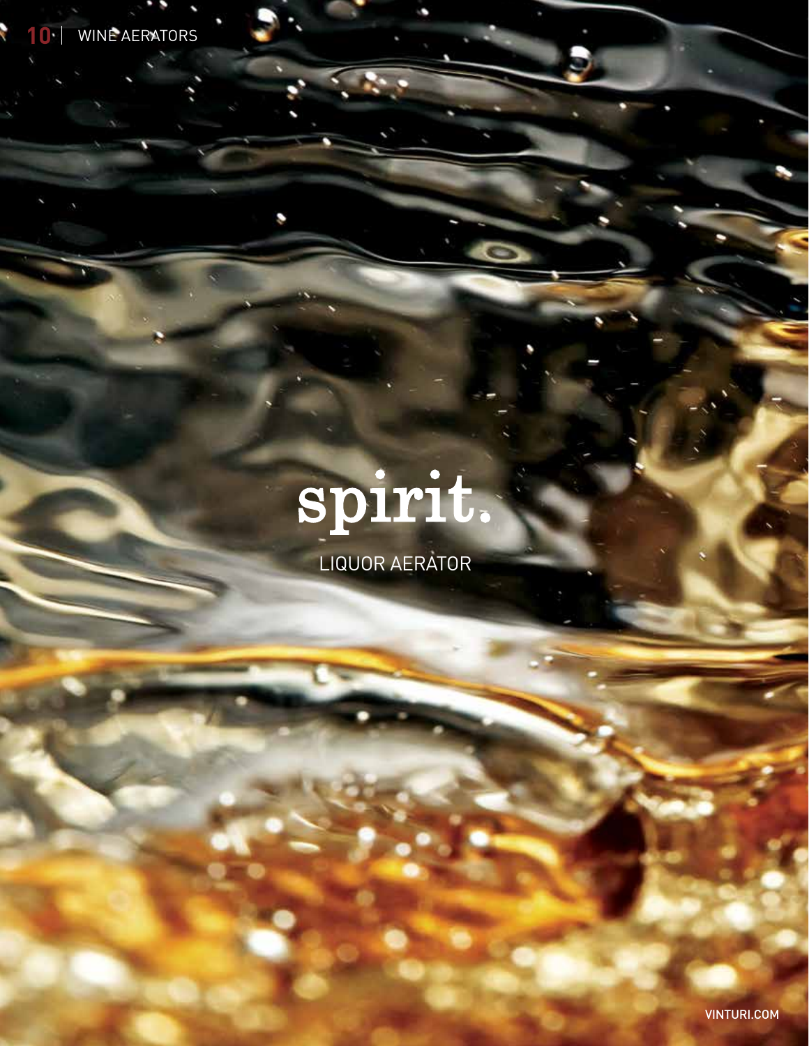# spirit.

LIQUOR AERATOR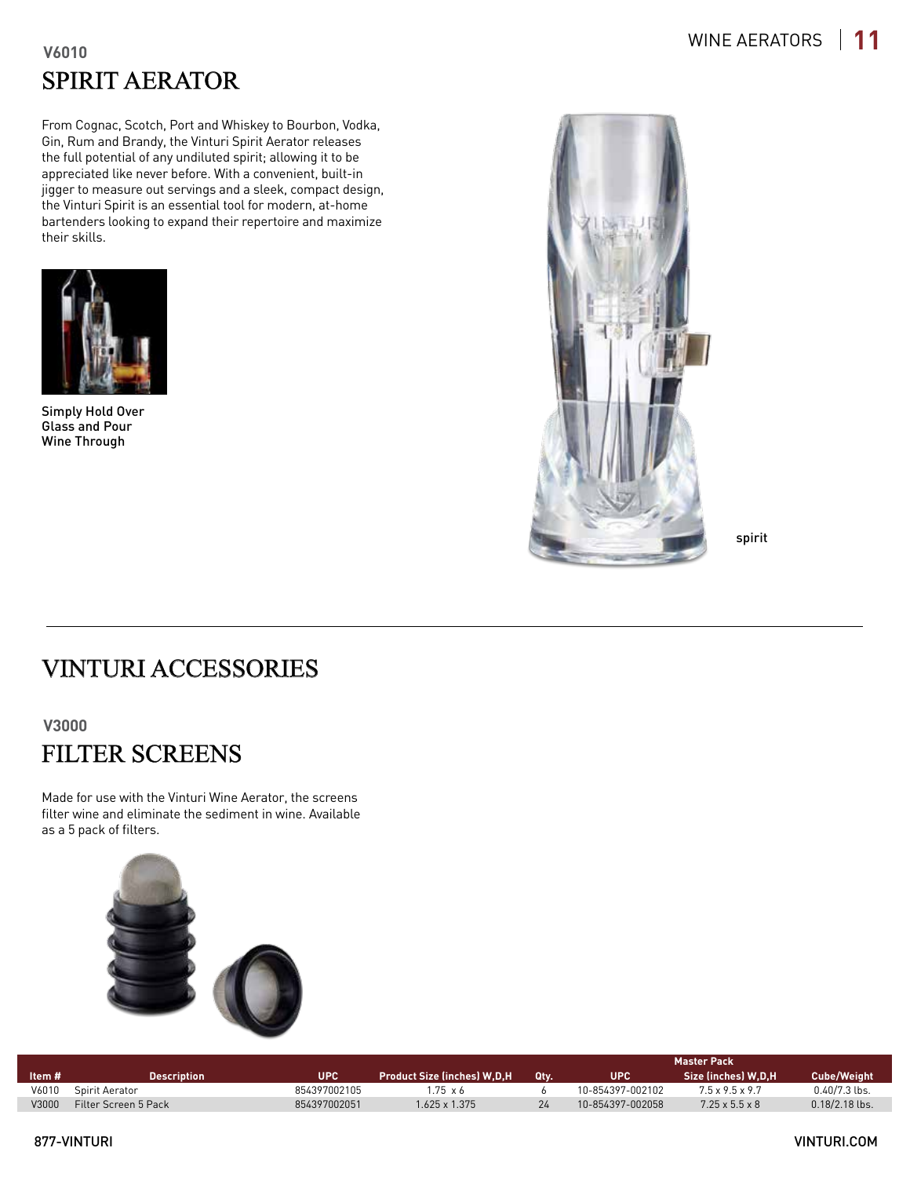**V6010**

# SPIRIT AERATOR

From Cognac, Scotch, Port and Whiskey to Bourbon, Vodka, Gin, Rum and Brandy, the Vinturi Spirit Aerator releases the full potential of any undiluted spirit; allowing it to be appreciated like never before. With a convenient, built-in jigger to measure out servings and a sleek, compact design, the Vinturi Spirit is an essential tool for modern, at-home bartenders looking to expand their repertoire and maximize their skills.

Simply Hold Over Glass and Pour Wine Through

spirit

# VINTURI ACCESSORIES

**V3000**

## FILTER SCREENS

Made for use with the Vinturi Wine Aerator, the screens filter wine and eliminate the sediment in wine. Available as a 5 pack of filters.

| | | | | Master Pack | | | |
|---|---|---|---|---|---|---|---|
| Item # | Description | UPC | Product Size (inches) W,D,H | Qty. | UPC | Size (inches) W,D,H | Cube/Weight |
| V6010 | Spirit Aerator | 854397002105 | 1.75 x 6 | 6 | 10-854397-002102 | 7.5 x 9.5 x 9.7 | 0.40/7.3 lbs. |
| V3000 | Filter Screen 5 Pack | 854397002051 | 1.625 x 1.375 | 24 | 10-854397-002058 | 7.25 x 5.5 x 8 | 0.18/2.18 lbs. |

877-VINTURI

VINTURI.COM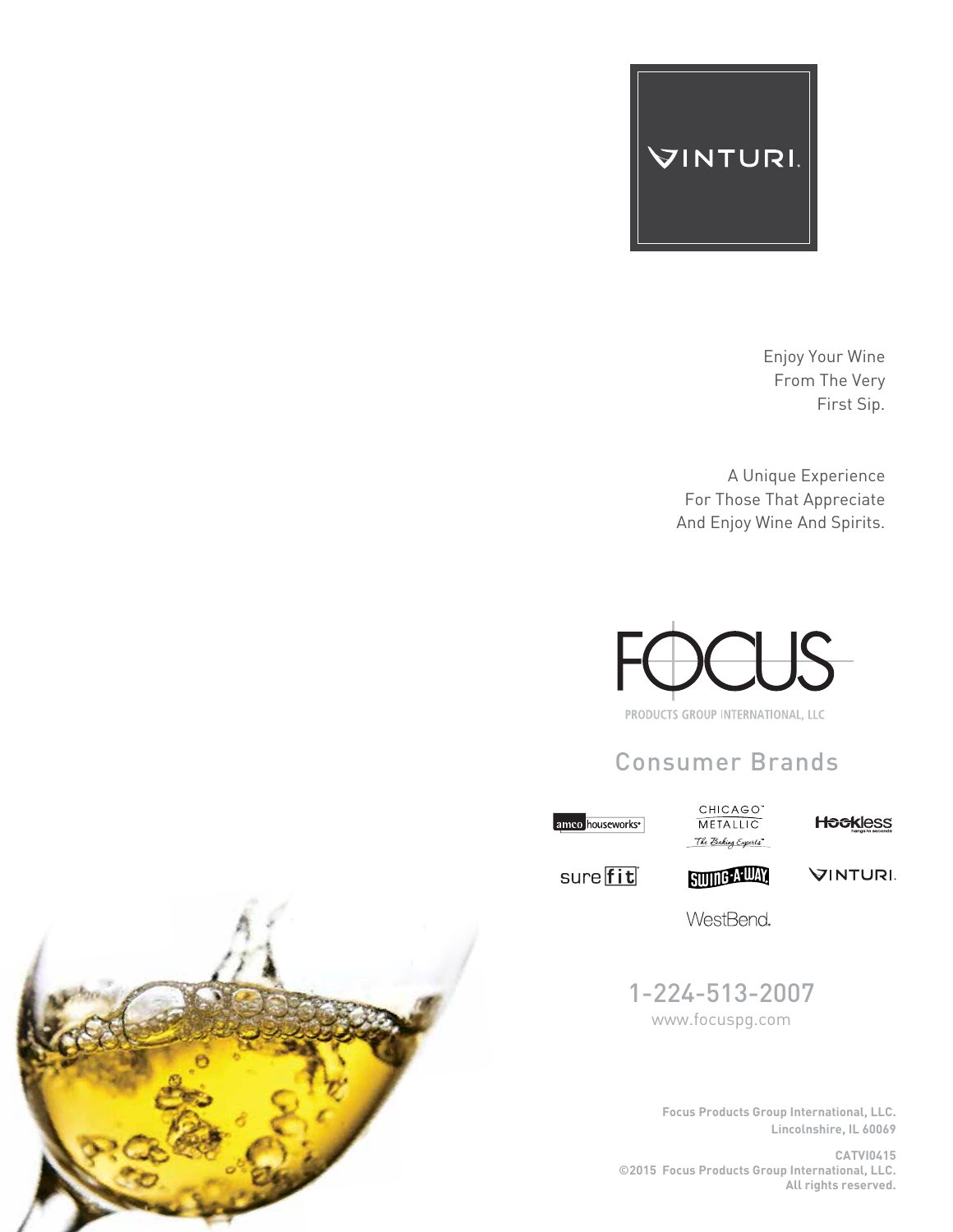VINTURI

Enjoy Your Wine
From The Very
First Sip.

A Unique Experience
For Those That Appreciate
And Enjoy Wine And Spirits.

FOCUS

PRODUCTS GROUP INTERNATIONAL, LLC

## Consumer Brands

amco houseworks

CHICAGO METALLIC
The Baking Experts

Hookless
hangs in seconds

sure fit

SWING-A-WAY

VINTURI

WestBend.

1-224-513-2007
www.focuspg.com

**Focus Products Group International, LLC.**
**Lincolnshire, IL 60069**

**CATVI0415**
**©2015 Focus Products Group International, LLC.**
**All rights reserved.**